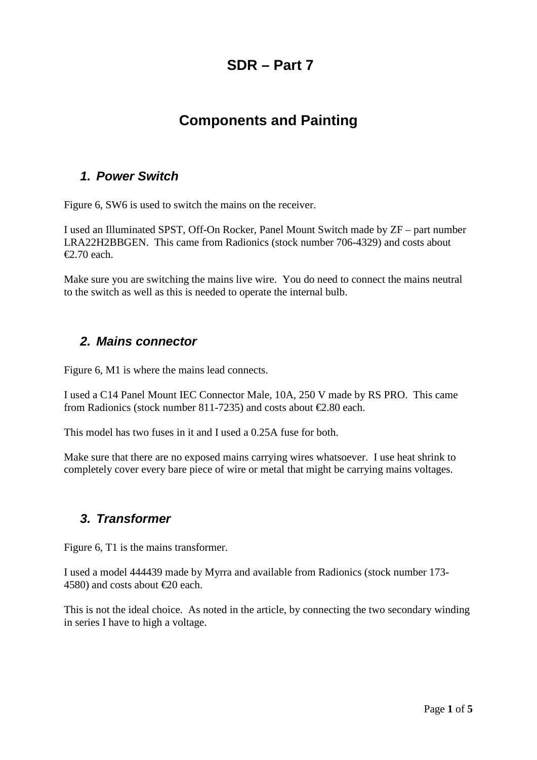# SDR – Part 7

# Components and Painting

## *1. Power Switch*

Figure 6, SW6 is used to switch the mains on the receiver.

I used an Illuminated SPST, Off-On Rocker, Panel Mount Switch made by ZF – part number LRA22H2BBGEN. This came from Radionics (stock number 706-4329) and costs about €2.70 each.

Make sure you are switching the mains live wire. You do need to connect the mains neutral to the switch as well as this is needed to operate the internal bulb.

## *2. Mains connector*

Figure 6, M1 is where the mains lead connects.

I used a C14 Panel Mount IEC Connector Male, 10A, 250 V made by RS PRO. This came from Radionics (stock number 811-7235) and costs about €2.80 each.

This model has two fuses in it and I used a 0.25A fuse for both.

Make sure that there are no exposed mains carrying wires whatsoever. I use heat shrink to completely cover every bare piece of wire or metal that might be carrying mains voltages.

## *3. Transformer*

Figure 6, T1 is the mains transformer.

I used a model 444439 made by Myrra and available from Radionics (stock number 173-4580) and costs about €20 each.

This is not the ideal choice. As noted in the article, by connecting the two secondary winding in series I have to high a voltage.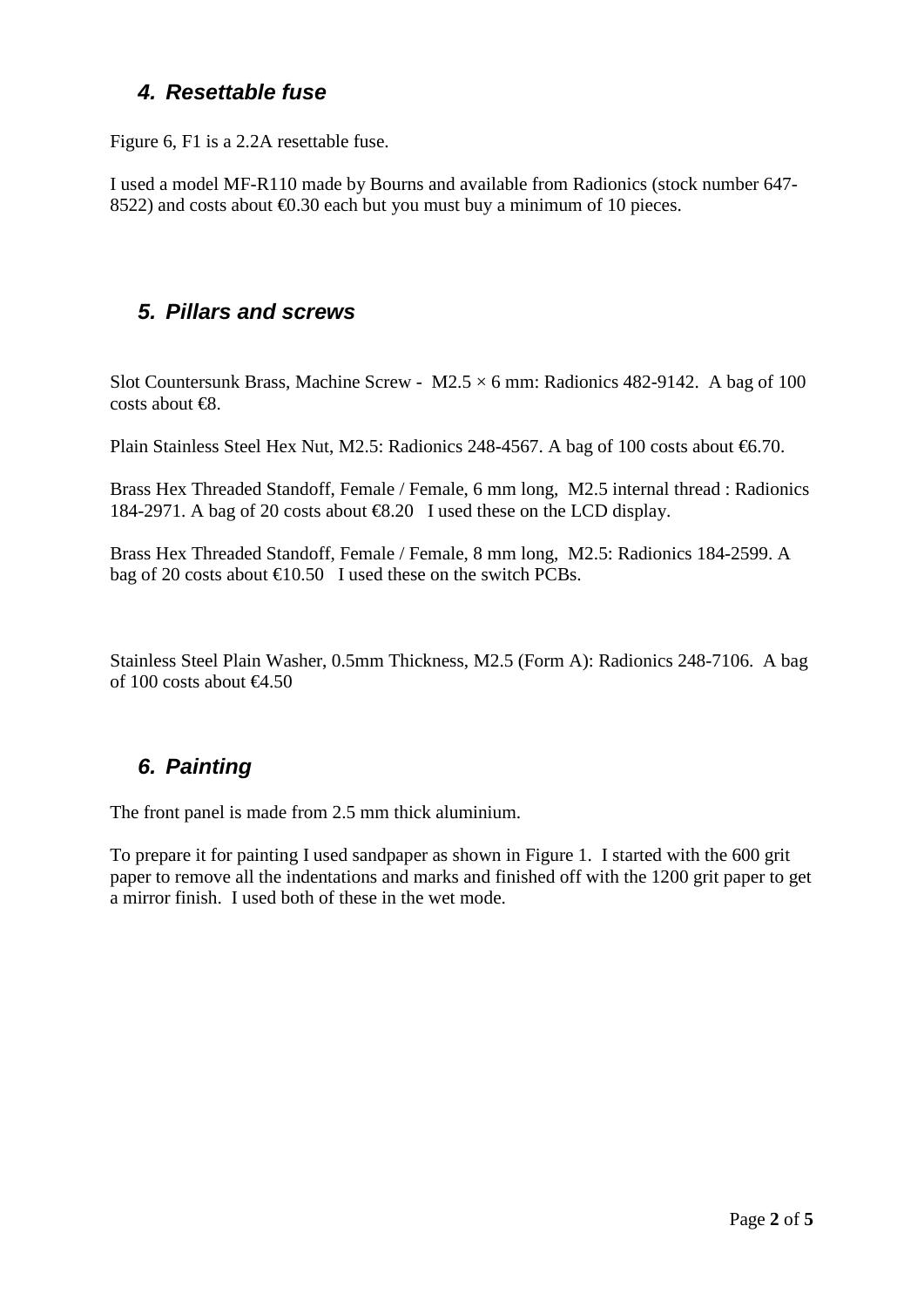## 4. Resettable fuse

Figure 6, F1 is a 2.2A resettable fuse.

I used a model MF-R110 made by Bourns and available from Radionics (stock number 647-8522) and costs about €0.30 each but you must buy a minimum of 10 pieces.

## 5. Pillars and screws

Slot Countersunk Brass, Machine Screw - M2.5 × 6 mm: Radionics 482-9142. A bag of 100 costs about €8.

Plain Stainless Steel Hex Nut, M2.5: Radionics 248-4567. A bag of 100 costs about €6.70.

Brass Hex Threaded Standoff, Female / Female, 6 mm long, M2.5 internal thread : Radionics 184-2971. A bag of 20 costs about €8.20 I used these on the LCD display.

Brass Hex Threaded Standoff, Female / Female, 8 mm long, M2.5: Radionics 184-2599. A bag of 20 costs about €10.50 I used these on the switch PCBs.

Stainless Steel Plain Washer, 0.5mm Thickness, M2.5 (Form A): Radionics 248-7106. A bag of 100 costs about €4.50

## 6. Painting

The front panel is made from 2.5 mm thick aluminium.

To prepare it for painting I used sandpaper as shown in Figure 1. I started with the 600 grit paper to remove all the indentations and marks and finished off with the 1200 grit paper to get a mirror finish. I used both of these in the wet mode.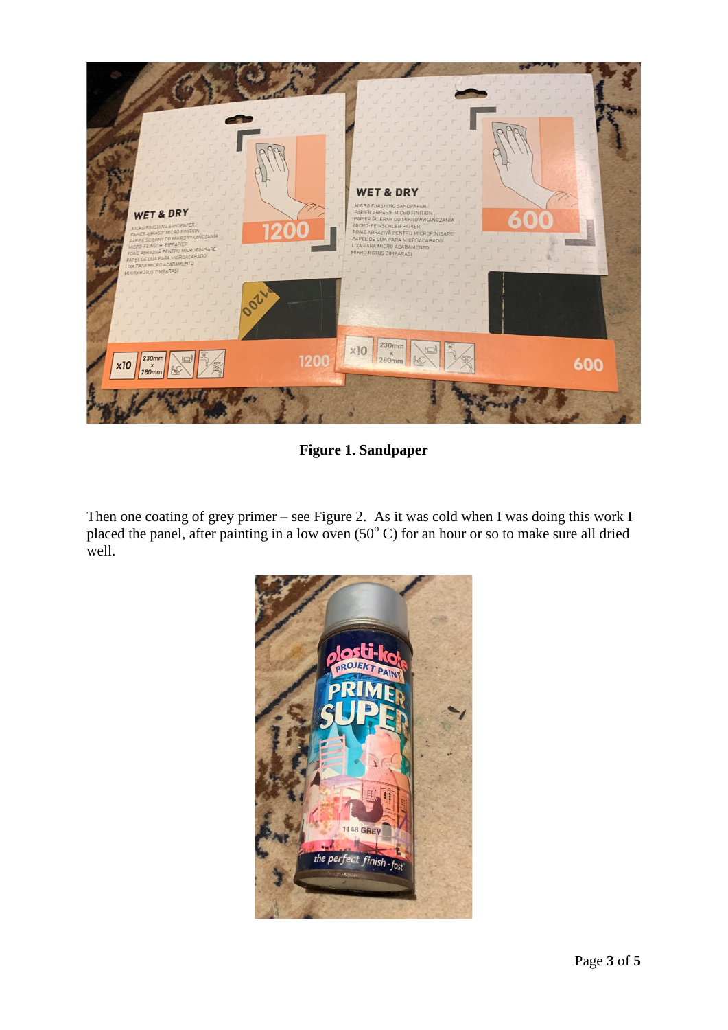**Figure 1. Sandpaper**

Then one coating of grey primer – see Figure 2. As it was cold when I was doing this work I placed the panel, after painting in a low oven ($50^{o}$ C) for an hour or so to make sure all dried well.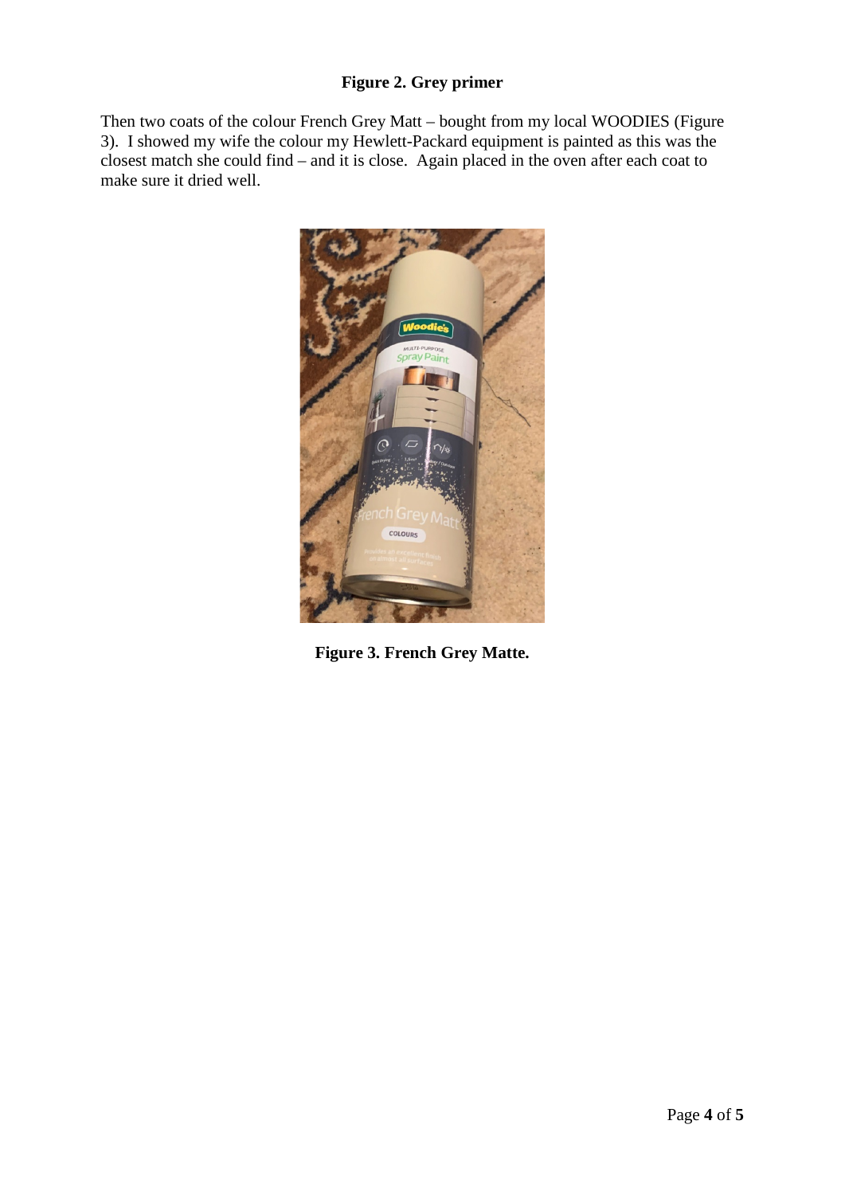**Figure 2. Grey primer**

Then two coats of the colour French Grey Matt – bought from my local WOODIES (Figure 3). I showed my wife the colour my Hewlett-Packard equipment is painted as this was the closest match she could find – and it is close. Again placed in the oven after each coat to make sure it dried well.

**Figure 3. French Grey Matte.**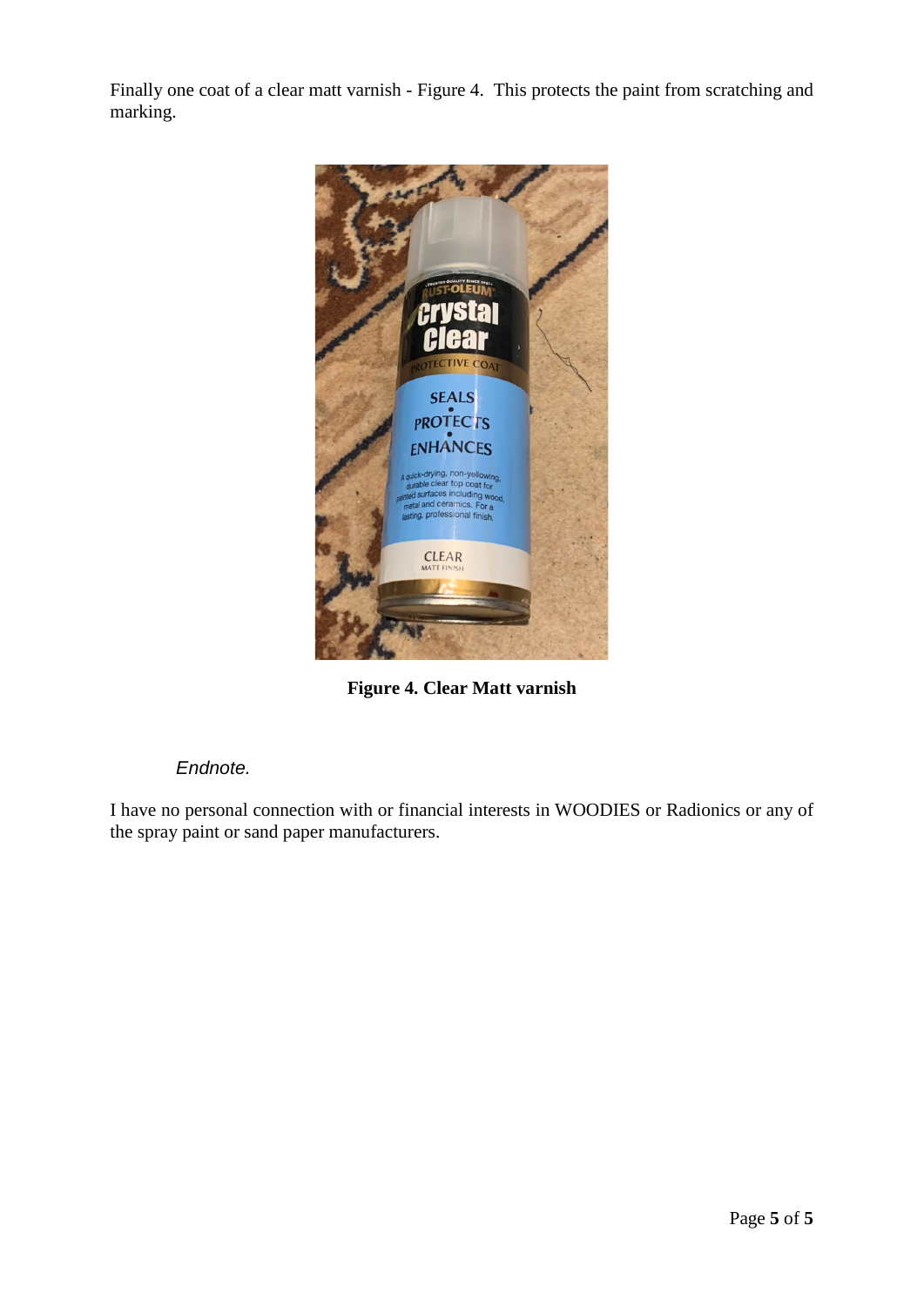Finally one coat of a clear matt varnish - Figure 4. This protects the paint from scratching and marking.

**Figure 4. Clear Matt varnish**

*Endnote.*

I have no personal connection with or financial interests in WOODIES or Radionics or any of the spray paint or sand paper manufacturers.